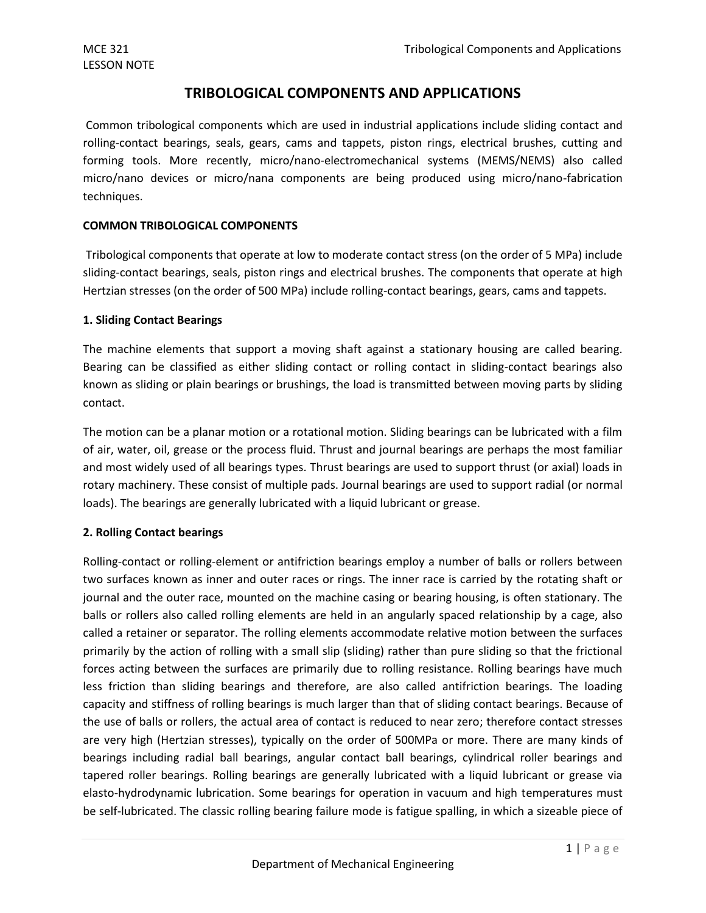# TRIBOLOGICAL COMPONENTS AND APPLICATIONS

Common tribological components which are used in industrial applications include sliding contact and rolling-contact bearings, seals, gears, cams and tappets, piston rings, electrical brushes, cutting and forming tools. More recently, micro/nano-electromechanical systems (MEMS/NEMS) also called micro/nano devices or micro/nana components are being produced using micro/nano-fabrication techniques.

**COMMON TRIBOLOGICAL COMPONENTS**

Tribological components that operate at low to moderate contact stress (on the order of 5 MPa) include sliding-contact bearings, seals, piston rings and electrical brushes. The components that operate at high Hertzian stresses (on the order of 500 MPa) include rolling-contact bearings, gears, cams and tappets.

**1. Sliding Contact Bearings**

The machine elements that support a moving shaft against a stationary housing are called bearing. Bearing can be classified as either sliding contact or rolling contact in sliding-contact bearings also known as sliding or plain bearings or brushings, the load is transmitted between moving parts by sliding contact.

The motion can be a planar motion or a rotational motion. Sliding bearings can be lubricated with a film of air, water, oil, grease or the process fluid. Thrust and journal bearings are perhaps the most familiar and most widely used of all bearings types. Thrust bearings are used to support thrust (or axial) loads in rotary machinery. These consist of multiple pads. Journal bearings are used to support radial (or normal loads). The bearings are generally lubricated with a liquid lubricant or grease.

**2. Rolling Contact bearings**

Rolling-contact or rolling-element or antifriction bearings employ a number of balls or rollers between two surfaces known as inner and outer races or rings. The inner race is carried by the rotating shaft or journal and the outer race, mounted on the machine casing or bearing housing, is often stationary. The balls or rollers also called rolling elements are held in an angularly spaced relationship by a cage, also called a retainer or separator. The rolling elements accommodate relative motion between the surfaces primarily by the action of rolling with a small slip (sliding) rather than pure sliding so that the frictional forces acting between the surfaces are primarily due to rolling resistance. Rolling bearings have much less friction than sliding bearings and therefore, are also called antifriction bearings. The loading capacity and stiffness of rolling bearings is much larger than that of sliding contact bearings. Because of the use of balls or rollers, the actual area of contact is reduced to near zero; therefore contact stresses are very high (Hertzian stresses), typically on the order of 500MPa or more. There are many kinds of bearings including radial ball bearings, angular contact ball bearings, cylindrical roller bearings and tapered roller bearings. Rolling bearings are generally lubricated with a liquid lubricant or grease via elasto-hydrodynamic lubrication. Some bearings for operation in vacuum and high temperatures must be self-lubricated. The classic rolling bearing failure mode is fatigue spalling, in which a sizeable piece of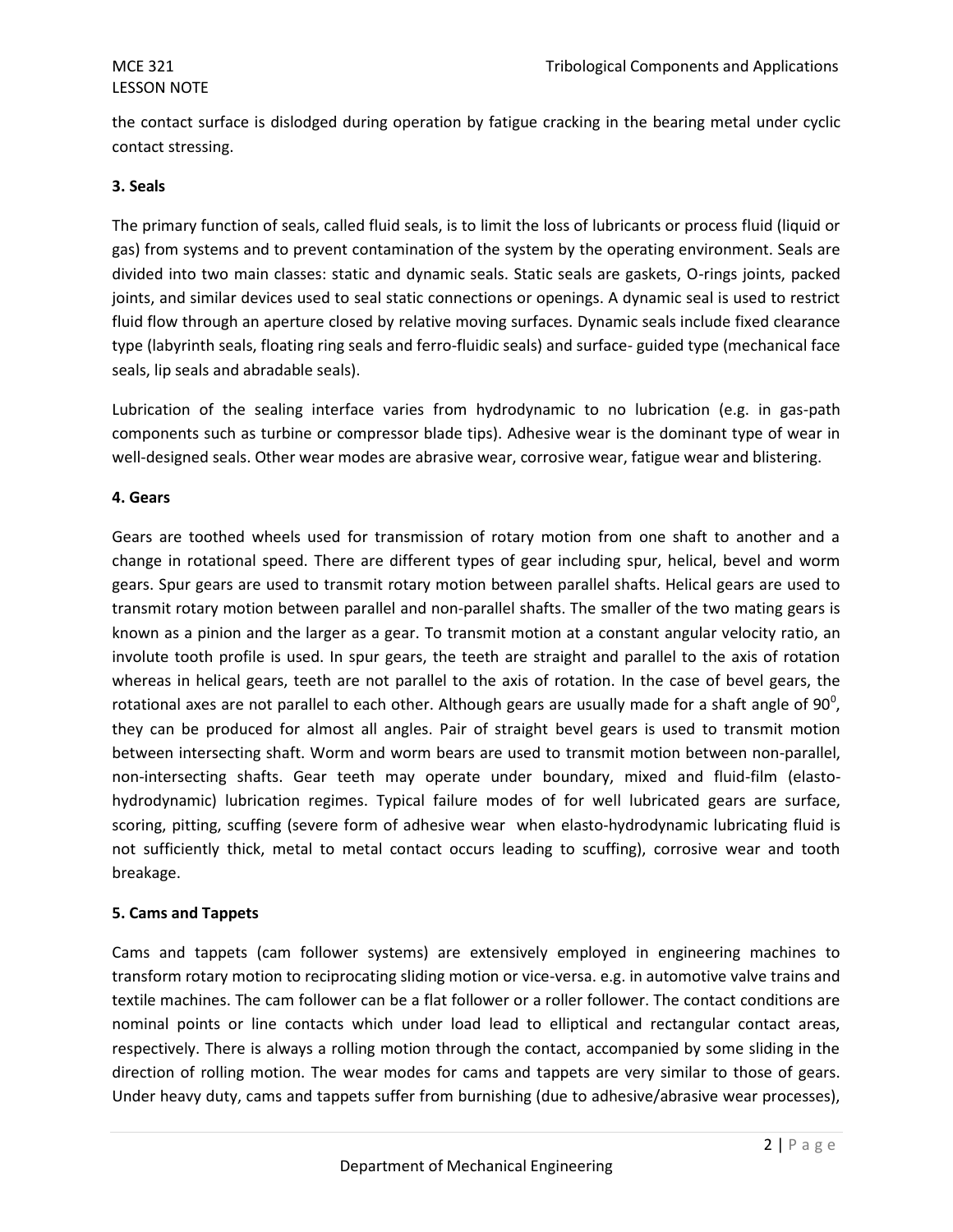the contact surface is dislodged during operation by fatigue cracking in the bearing metal under cyclic contact stressing.

**3. Seals**

The primary function of seals, called fluid seals, is to limit the loss of lubricants or process fluid (liquid or gas) from systems and to prevent contamination of the system by the operating environment. Seals are divided into two main classes: static and dynamic seals. Static seals are gaskets, O-rings joints, packed joints, and similar devices used to seal static connections or openings. A dynamic seal is used to restrict fluid flow through an aperture closed by relative moving surfaces. Dynamic seals include fixed clearance type (labyrinth seals, floating ring seals and ferro-fluidic seals) and surface- guided type (mechanical face seals, lip seals and abradable seals).

Lubrication of the sealing interface varies from hydrodynamic to no lubrication (e.g. in gas-path components such as turbine or compressor blade tips). Adhesive wear is the dominant type of wear in well-designed seals. Other wear modes are abrasive wear, corrosive wear, fatigue wear and blistering.

**4. Gears**

Gears are toothed wheels used for transmission of rotary motion from one shaft to another and a change in rotational speed. There are different types of gear including spur, helical, bevel and worm gears. Spur gears are used to transmit rotary motion between parallel shafts. Helical gears are used to transmit rotary motion between parallel and non-parallel shafts. The smaller of the two mating gears is known as a pinion and the larger as a gear. To transmit motion at a constant angular velocity ratio, an involute tooth profile is used. In spur gears, the teeth are straight and parallel to the axis of rotation whereas in helical gears, teeth are not parallel to the axis of rotation. In the case of bevel gears, the rotational axes are not parallel to each other. Although gears are usually made for a shaft angle of $90^0$, they can be produced for almost all angles. Pair of straight bevel gears is used to transmit motion between intersecting shaft. Worm and worm bears are used to transmit motion between non-parallel, non-intersecting shafts. Gear teeth may operate under boundary, mixed and fluid-film (elasto-hydrodynamic) lubrication regimes. Typical failure modes of for well lubricated gears are surface, scoring, pitting, scuffing (severe form of adhesive wear when elasto-hydrodynamic lubricating fluid is not sufficiently thick, metal to metal contact occurs leading to scuffing), corrosive wear and tooth breakage.

**5. Cams and Tappets**

Cams and tappets (cam follower systems) are extensively employed in engineering machines to transform rotary motion to reciprocating sliding motion or vice-versa. e.g. in automotive valve trains and textile machines. The cam follower can be a flat follower or a roller follower. The contact conditions are nominal points or line contacts which under load lead to elliptical and rectangular contact areas, respectively. There is always a rolling motion through the contact, accompanied by some sliding in the direction of rolling motion. The wear modes for cams and tappets are very similar to those of gears. Under heavy duty, cams and tappets suffer from burnishing (due to adhesive/abrasive wear processes),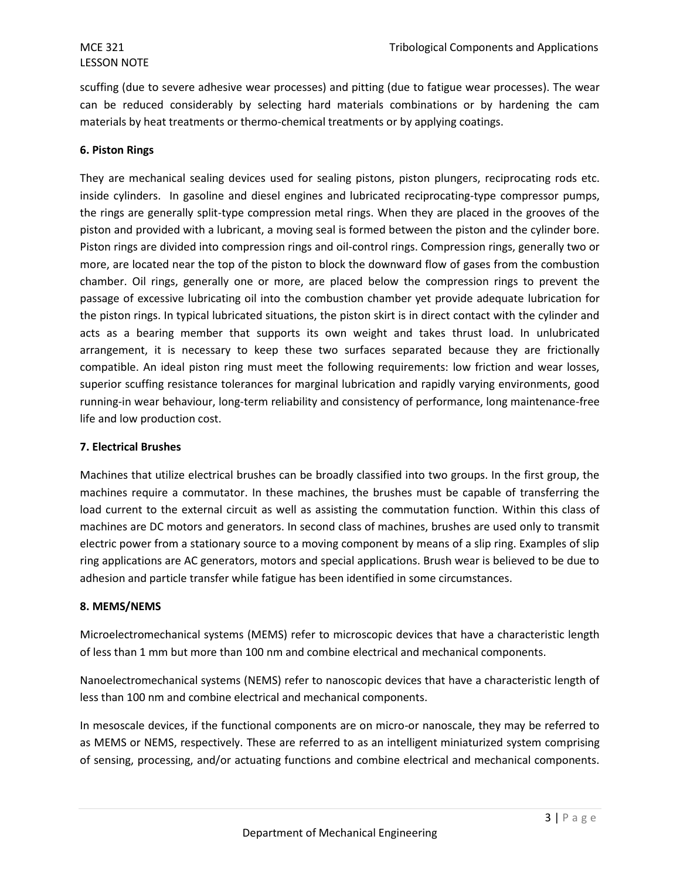scuffing (due to severe adhesive wear processes) and pitting (due to fatigue wear processes). The wear can be reduced considerably by selecting hard materials combinations or by hardening the cam materials by heat treatments or thermo-chemical treatments or by applying coatings.

**6. Piston Rings**

They are mechanical sealing devices used for sealing pistons, piston plungers, reciprocating rods etc. inside cylinders. In gasoline and diesel engines and lubricated reciprocating-type compressor pumps, the rings are generally split-type compression metal rings. When they are placed in the grooves of the piston and provided with a lubricant, a moving seal is formed between the piston and the cylinder bore. Piston rings are divided into compression rings and oil-control rings. Compression rings, generally two or more, are located near the top of the piston to block the downward flow of gases from the combustion chamber. Oil rings, generally one or more, are placed below the compression rings to prevent the passage of excessive lubricating oil into the combustion chamber yet provide adequate lubrication for the piston rings. In typical lubricated situations, the piston skirt is in direct contact with the cylinder and acts as a bearing member that supports its own weight and takes thrust load. In unlubricated arrangement, it is necessary to keep these two surfaces separated because they are frictionally compatible. An ideal piston ring must meet the following requirements: low friction and wear losses, superior scuffing resistance tolerances for marginal lubrication and rapidly varying environments, good running-in wear behaviour, long-term reliability and consistency of performance, long maintenance-free life and low production cost.

**7. Electrical Brushes**

Machines that utilize electrical brushes can be broadly classified into two groups. In the first group, the machines require a commutator. In these machines, the brushes must be capable of transferring the load current to the external circuit as well as assisting the commutation function. Within this class of machines are DC motors and generators. In second class of machines, brushes are used only to transmit electric power from a stationary source to a moving component by means of a slip ring. Examples of slip ring applications are AC generators, motors and special applications. Brush wear is believed to be due to adhesion and particle transfer while fatigue has been identified in some circumstances.

**8. MEMS/NEMS**

Microelectromechanical systems (MEMS) refer to microscopic devices that have a characteristic length of less than 1 mm but more than 100 nm and combine electrical and mechanical components.

Nanoelectromechanical systems (NEMS) refer to nanoscopic devices that have a characteristic length of less than 100 nm and combine electrical and mechanical components.

In mesoscale devices, if the functional components are on micro-or nanoscale, they may be referred to as MEMS or NEMS, respectively. These are referred to as an intelligent miniaturized system comprising of sensing, processing, and/or actuating functions and combine electrical and mechanical components.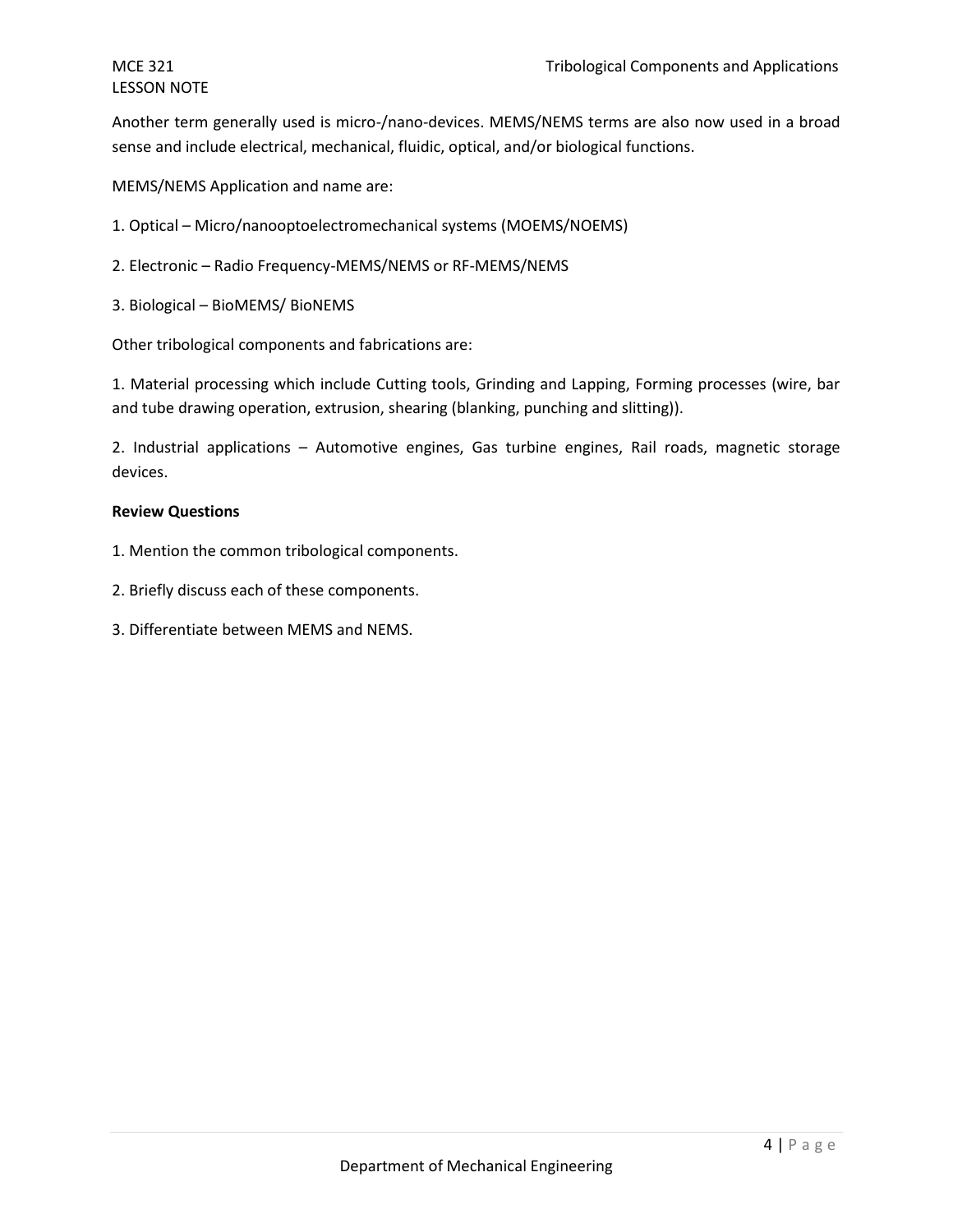Another term generally used is micro-/nano-devices. MEMS/NEMS terms are also now used in a broad sense and include electrical, mechanical, fluidic, optical, and/or biological functions.

MEMS/NEMS Application and name are:

1. Optical – Micro/nanooptoelectromechanical systems (MOEMS/NOEMS)
2. Electronic – Radio Frequency-MEMS/NEMS or RF-MEMS/NEMS
3. Biological – BioMEMS/ BioNEMS

Other tribological components and fabrications are:

1. Material processing which include Cutting tools, Grinding and Lapping, Forming processes (wire, bar and tube drawing operation, extrusion, shearing (blanking, punching and slitting)).
2. Industrial applications – Automotive engines, Gas turbine engines, Rail roads, magnetic storage devices.

**Review Questions**

1. Mention the common tribological components.
2. Briefly discuss each of these components.
3. Differentiate between MEMS and NEMS.